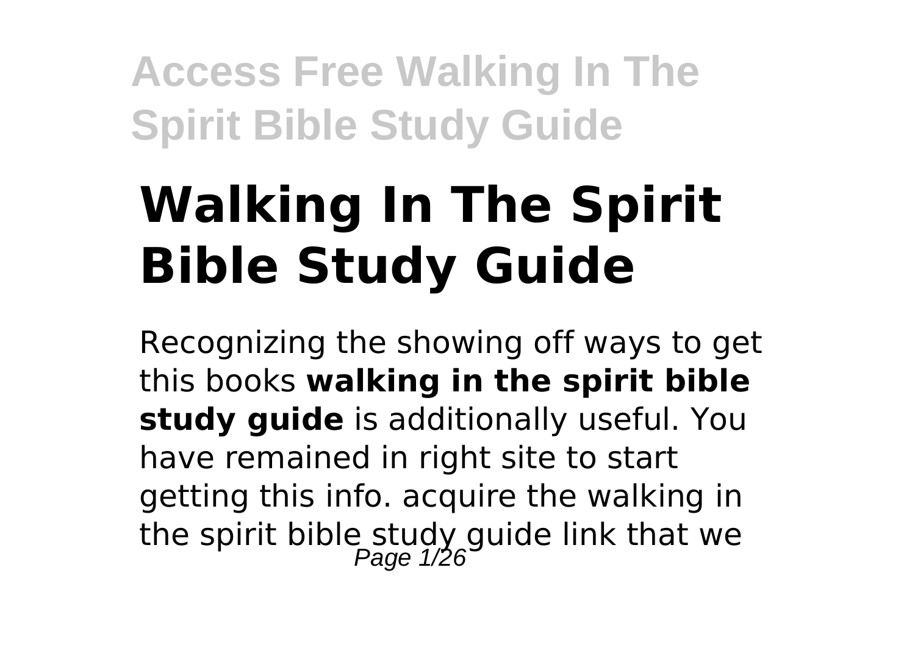# Walking In The Spirit Bible Study Guide

Recognizing the showing off ways to get this books **walking in the spirit bible study guide** is additionally useful. You have remained in right site to start getting this info. acquire the walking in the spirit bible study guide link that we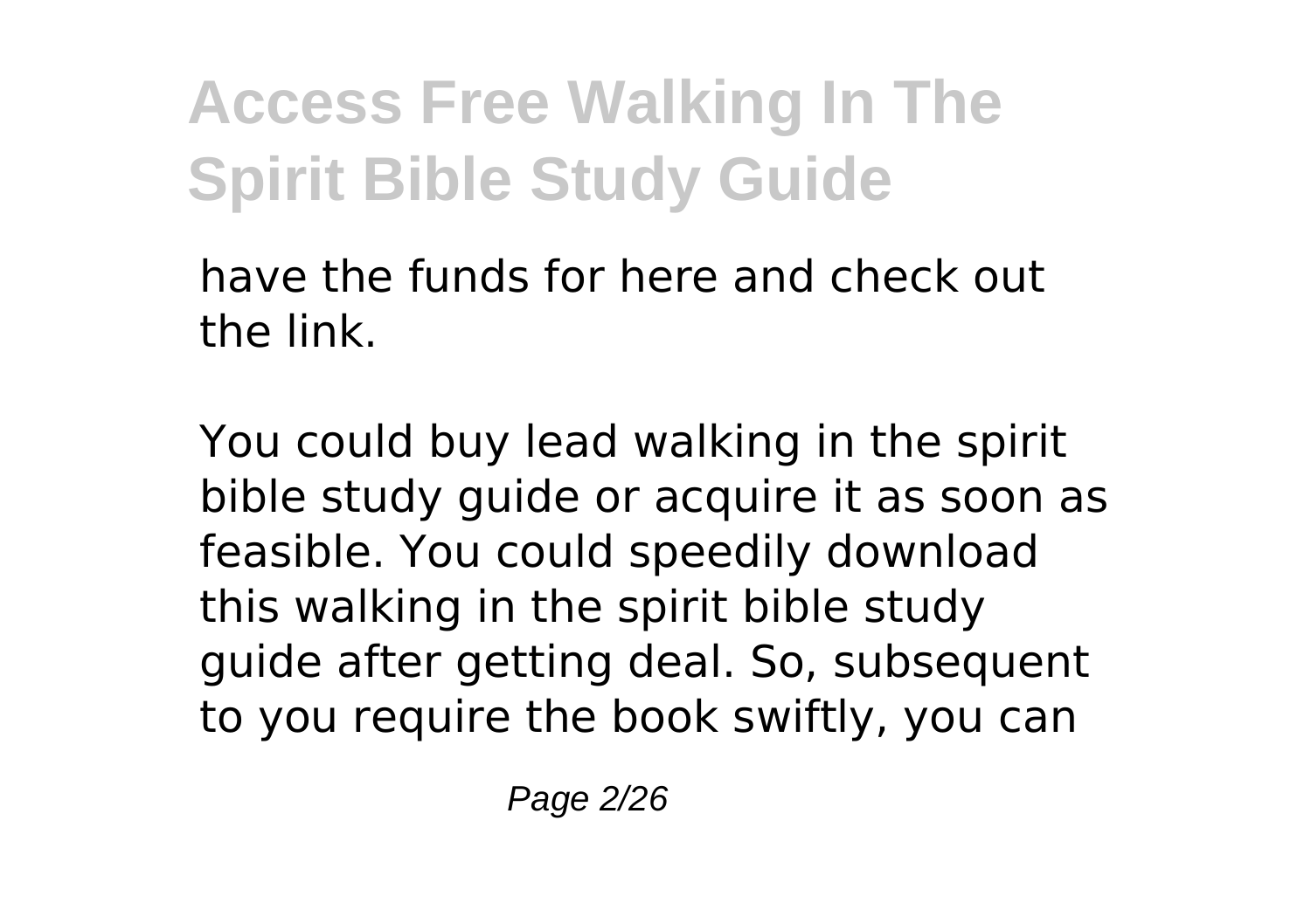have the funds for here and check out the link.

You could buy lead walking in the spirit bible study guide or acquire it as soon as feasible. You could speedily download this walking in the spirit bible study guide after getting deal. So, subsequent to you require the book swiftly, you can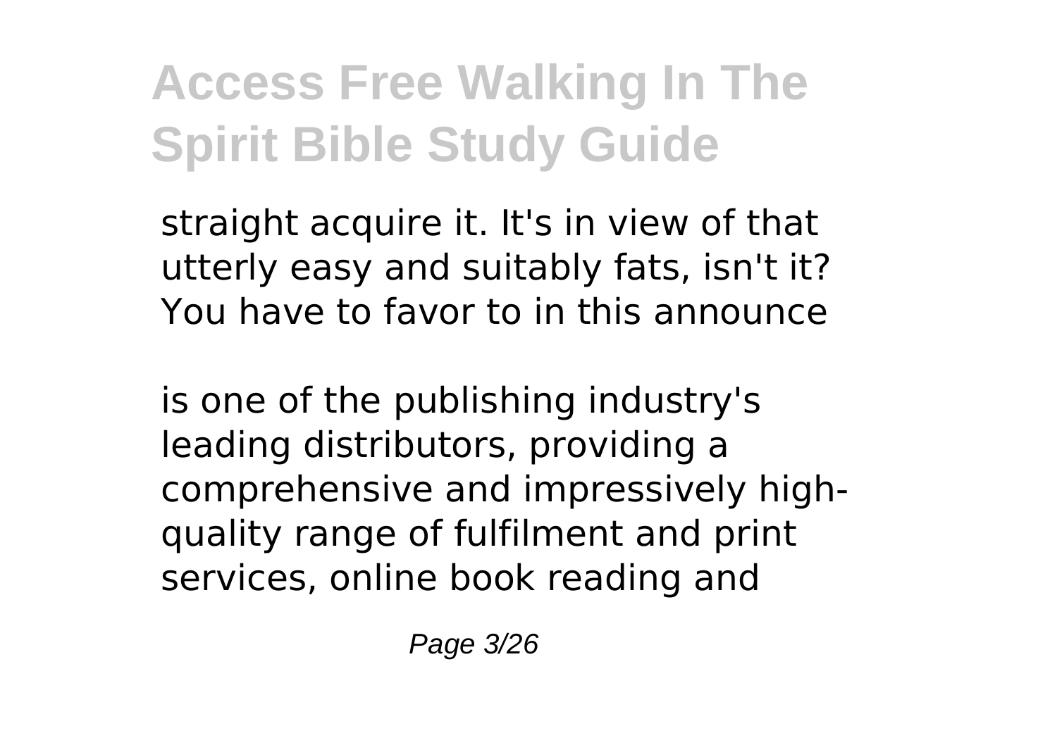straight acquire it. It's in view of that utterly easy and suitably fats, isn't it? You have to favor to in this announce

is one of the publishing industry's leading distributors, providing a comprehensive and impressively high-quality range of fulfilment and print services, online book reading and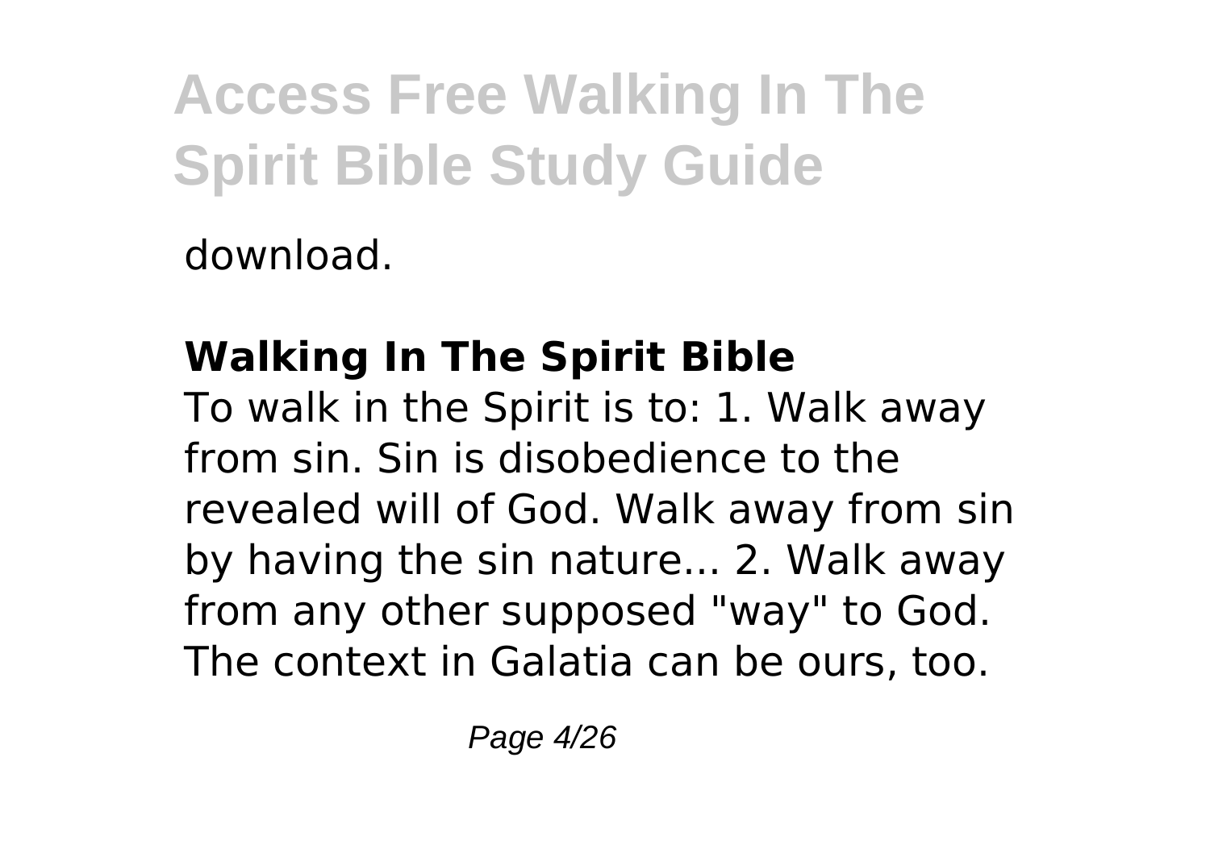download.

## Walking In The Spirit Bible

To walk in the Spirit is to: 1. Walk away from sin. Sin is disobedience to the revealed will of God. Walk away from sin by having the sin nature... 2. Walk away from any other supposed "way" to God. The context in Galatia can be ours, too.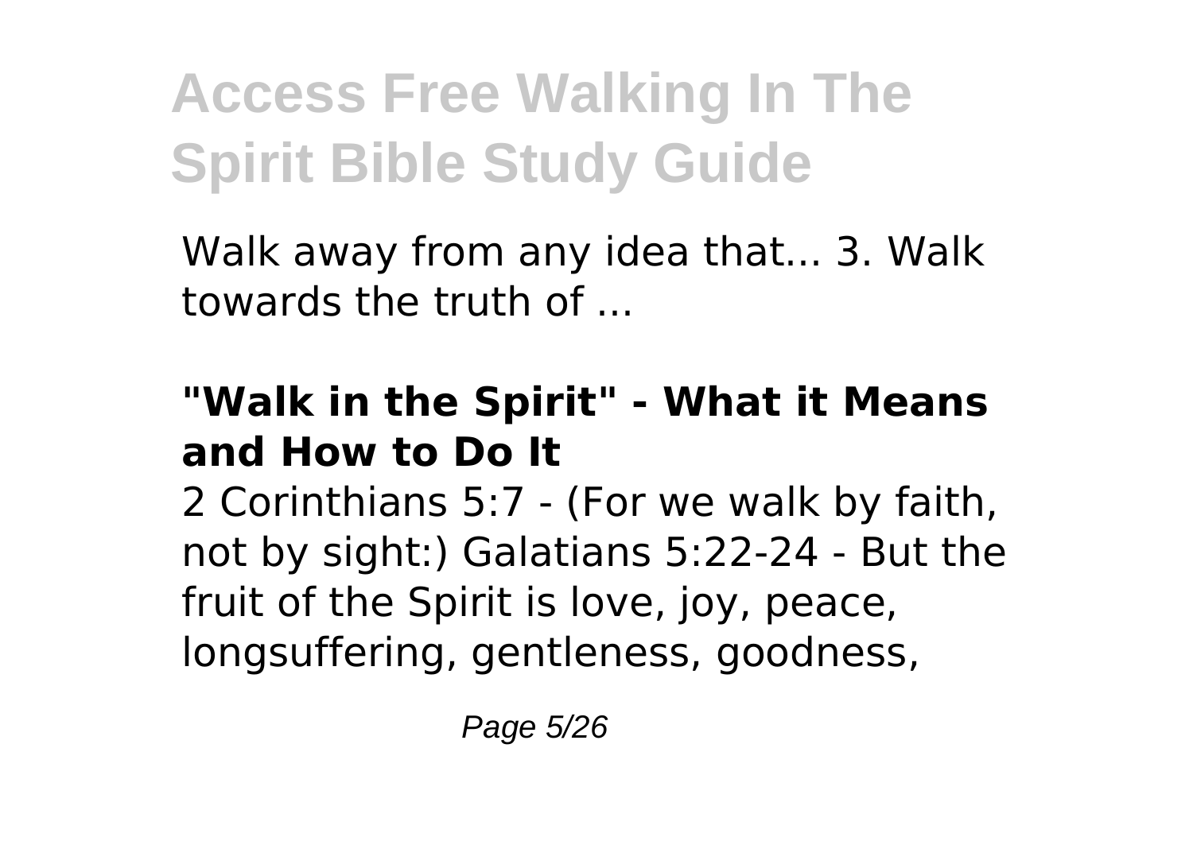Walk away from any idea that... 3. Walk towards the truth of ...

### "Walk in the Spirit" - What it Means and How to Do It

2 Corinthians 5:7 - (For we walk by faith, not by sight:) Galatians 5:22-24 - But the fruit of the Spirit is love, joy, peace, longsuffering, gentleness, goodness,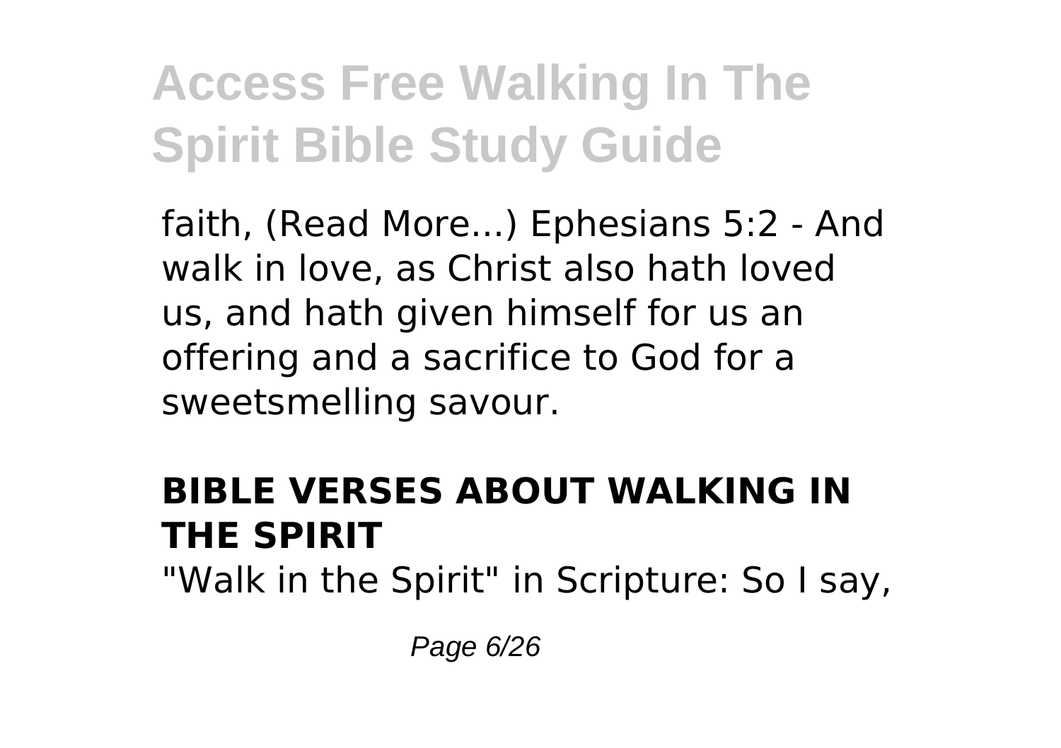faith, (Read More...) Ephesians 5:2 - And walk in love, as Christ also hath loved us, and hath given himself for us an offering and a sacrifice to God for a sweetsmelling savour.

## BIBLE VERSES ABOUT WALKING IN THE SPIRIT

"Walk in the Spirit" in Scripture: So I say,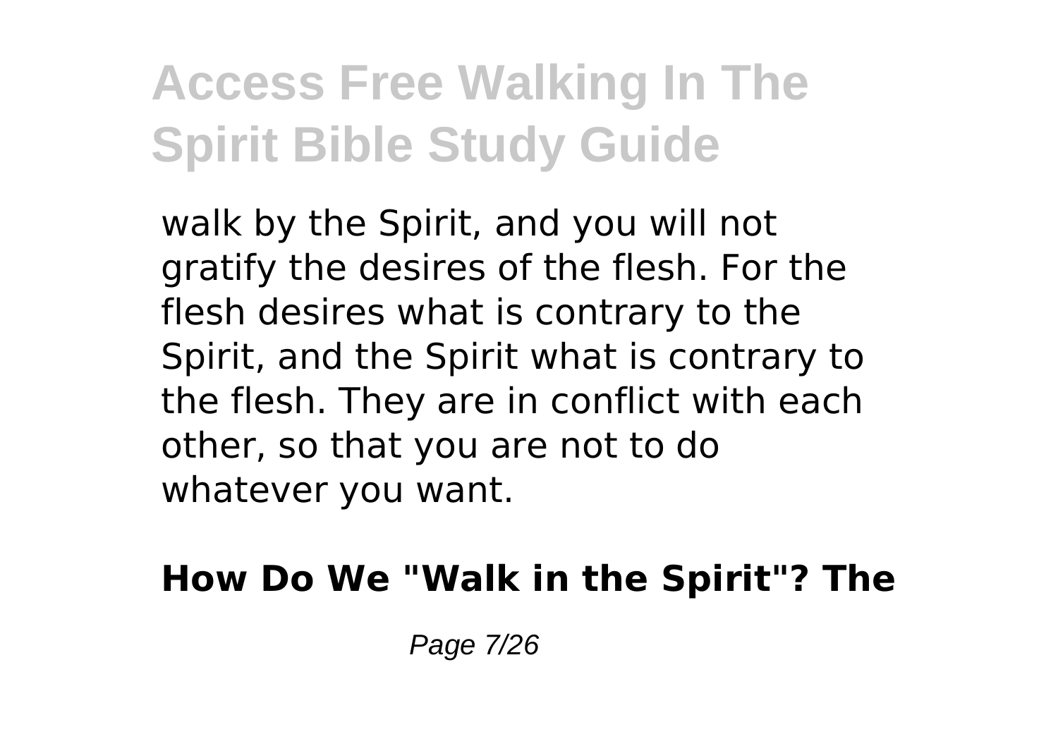walk by the Spirit, and you will not gratify the desires of the flesh. For the flesh desires what is contrary to the Spirit, and the Spirit what is contrary to the flesh. They are in conflict with each other, so that you are not to do whatever you want.

**How Do We "Walk in the Spirit"? The**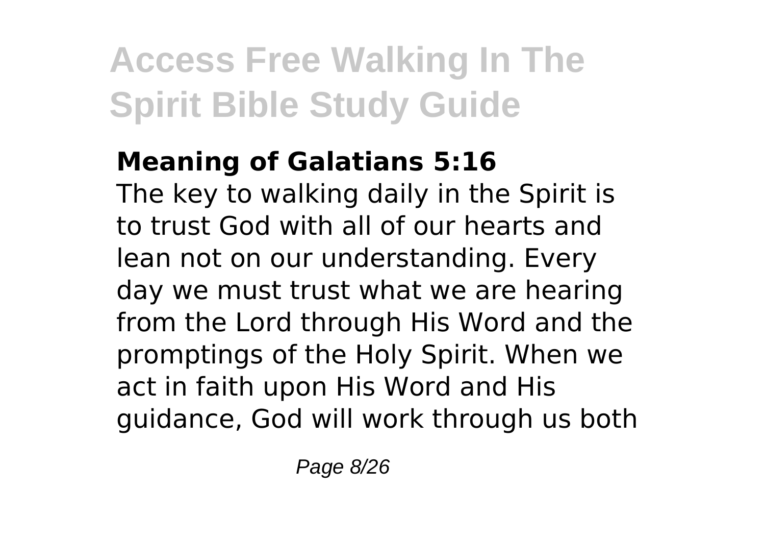**Meaning of Galatians 5:16**

The key to walking daily in the Spirit is to trust God with all of our hearts and lean not on our understanding. Every day we must trust what we are hearing from the Lord through His Word and the promptings of the Holy Spirit. When we act in faith upon His Word and His guidance, God will work through us both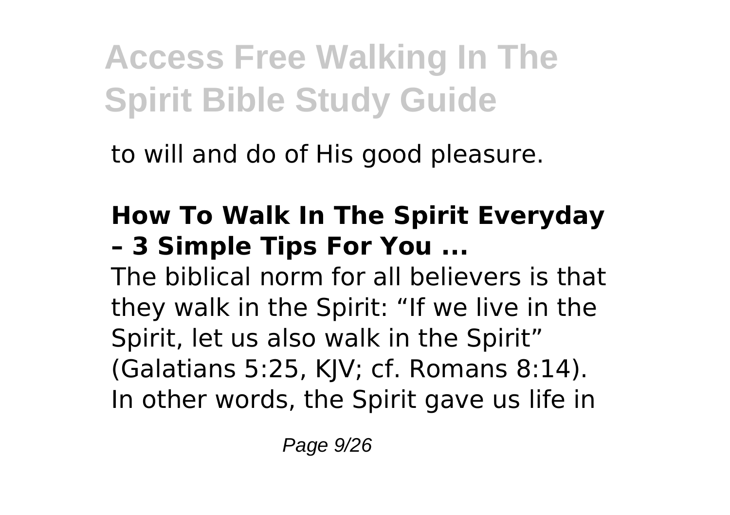to will and do of His good pleasure.

## How To Walk In The Spirit Everyday – 3 Simple Tips For You ...

The biblical norm for all believers is that they walk in the Spirit: “If we live in the Spirit, let us also walk in the Spirit” (Galatians 5:25, KJV; cf. Romans 8:14). In other words, the Spirit gave us life in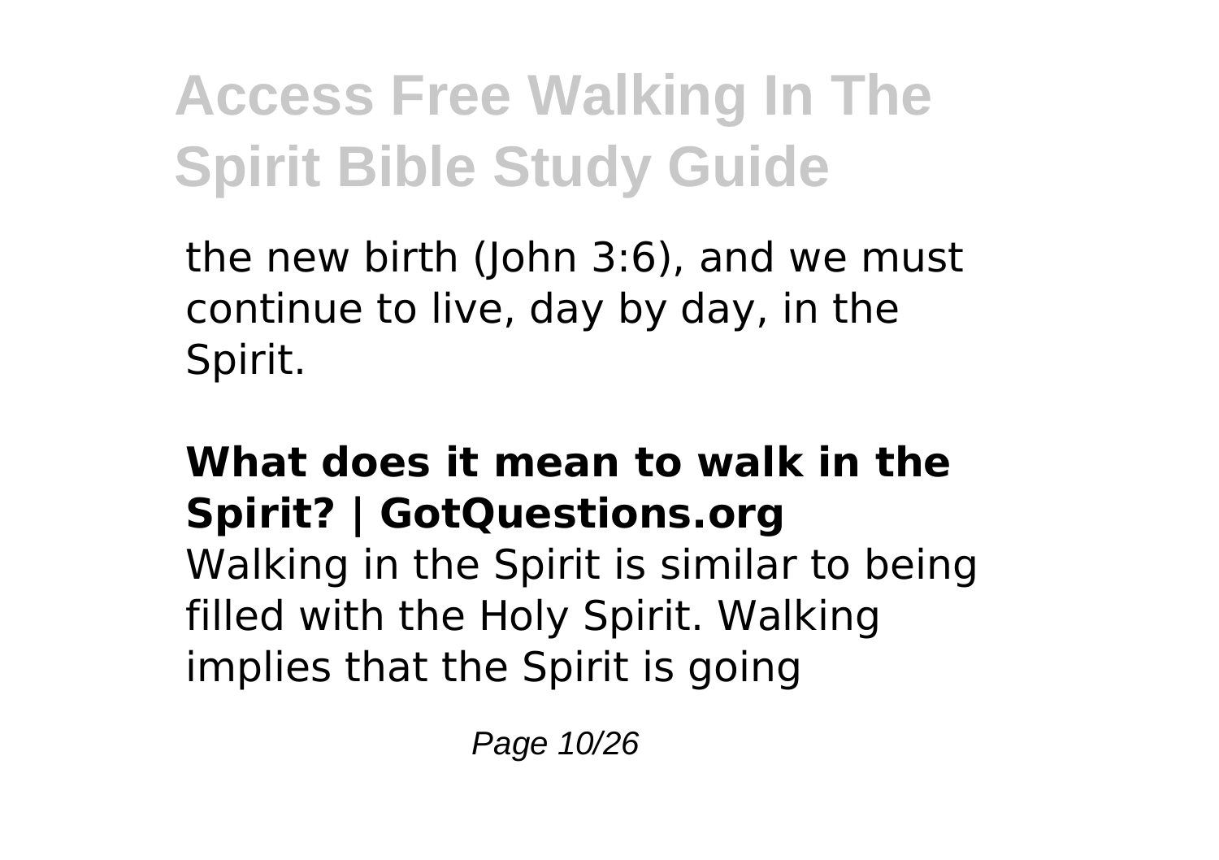the new birth (John 3:6), and we must continue to live, day by day, in the Spirit.

**What does it mean to walk in the Spirit? | GotQuestions.org**

Walking in the Spirit is similar to being filled with the Holy Spirit. Walking implies that the Spirit is going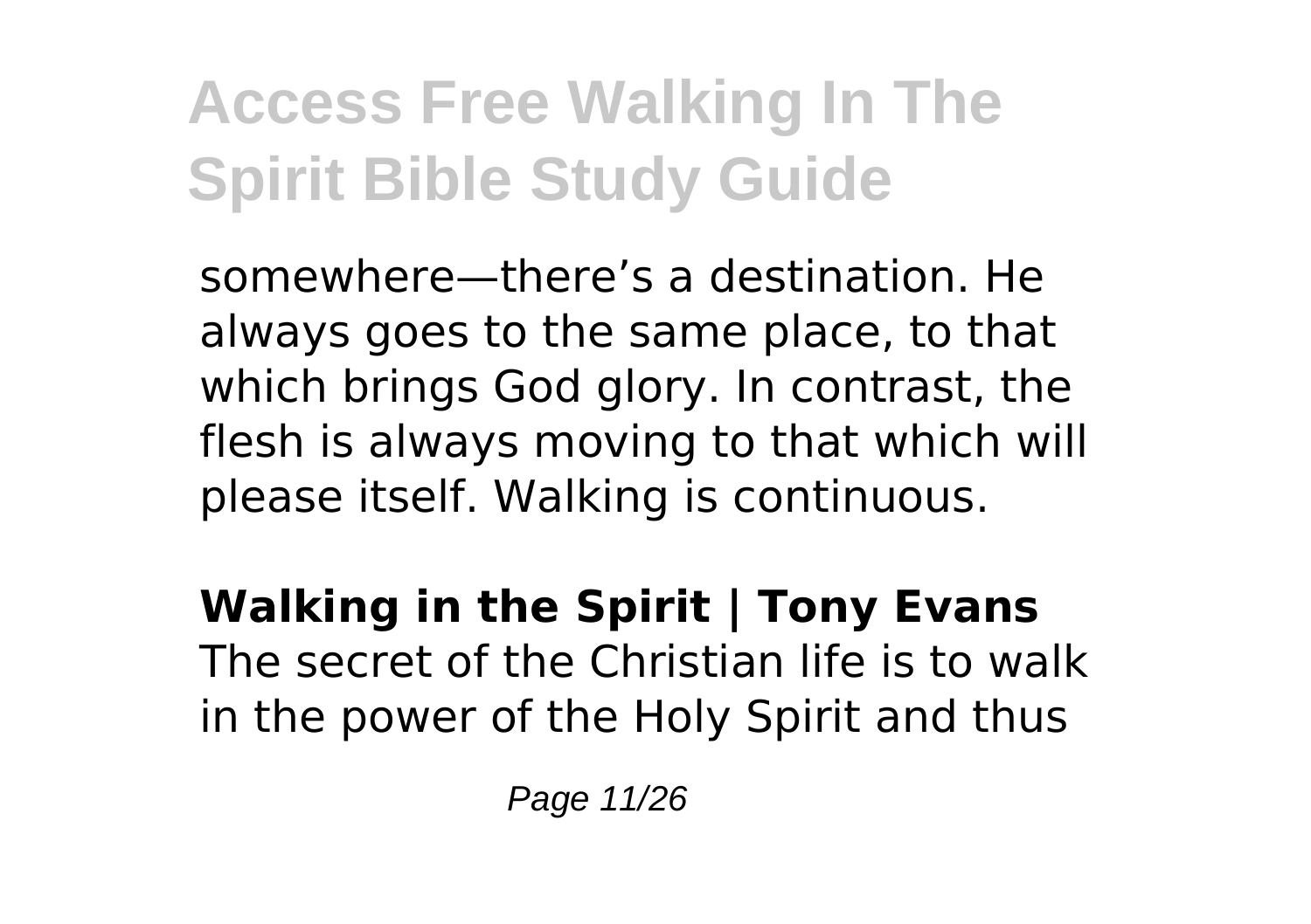somewhere—there's a destination. He always goes to the same place, to that which brings God glory. In contrast, the flesh is always moving to that which will please itself. Walking is continuous.

**Walking in the Spirit | Tony Evans**

The secret of the Christian life is to walk in the power of the Holy Spirit and thus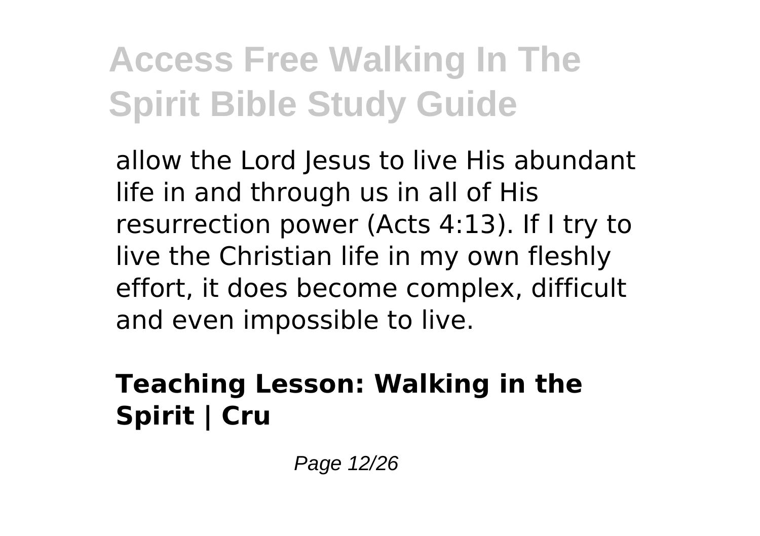allow the Lord Jesus to live His abundant life in and through us in all of His resurrection power (Acts 4:13). If I try to live the Christian life in my own fleshly effort, it does become complex, difficult and even impossible to live.

## Teaching Lesson: Walking in the Spirit | Cru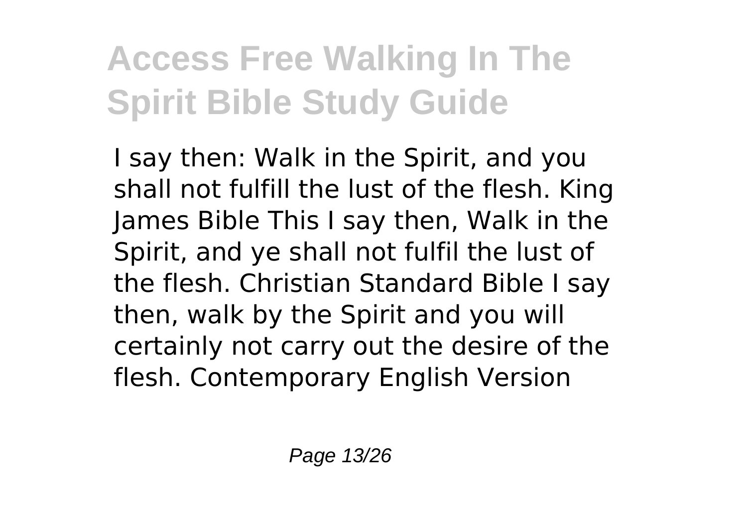I say then: Walk in the Spirit, and you shall not fulfill the lust of the flesh. King James Bible This I say then, Walk in the Spirit, and ye shall not fulfil the lust of the flesh. Christian Standard Bible I say then, walk by the Spirit and you will certainly not carry out the desire of the flesh. Contemporary English Version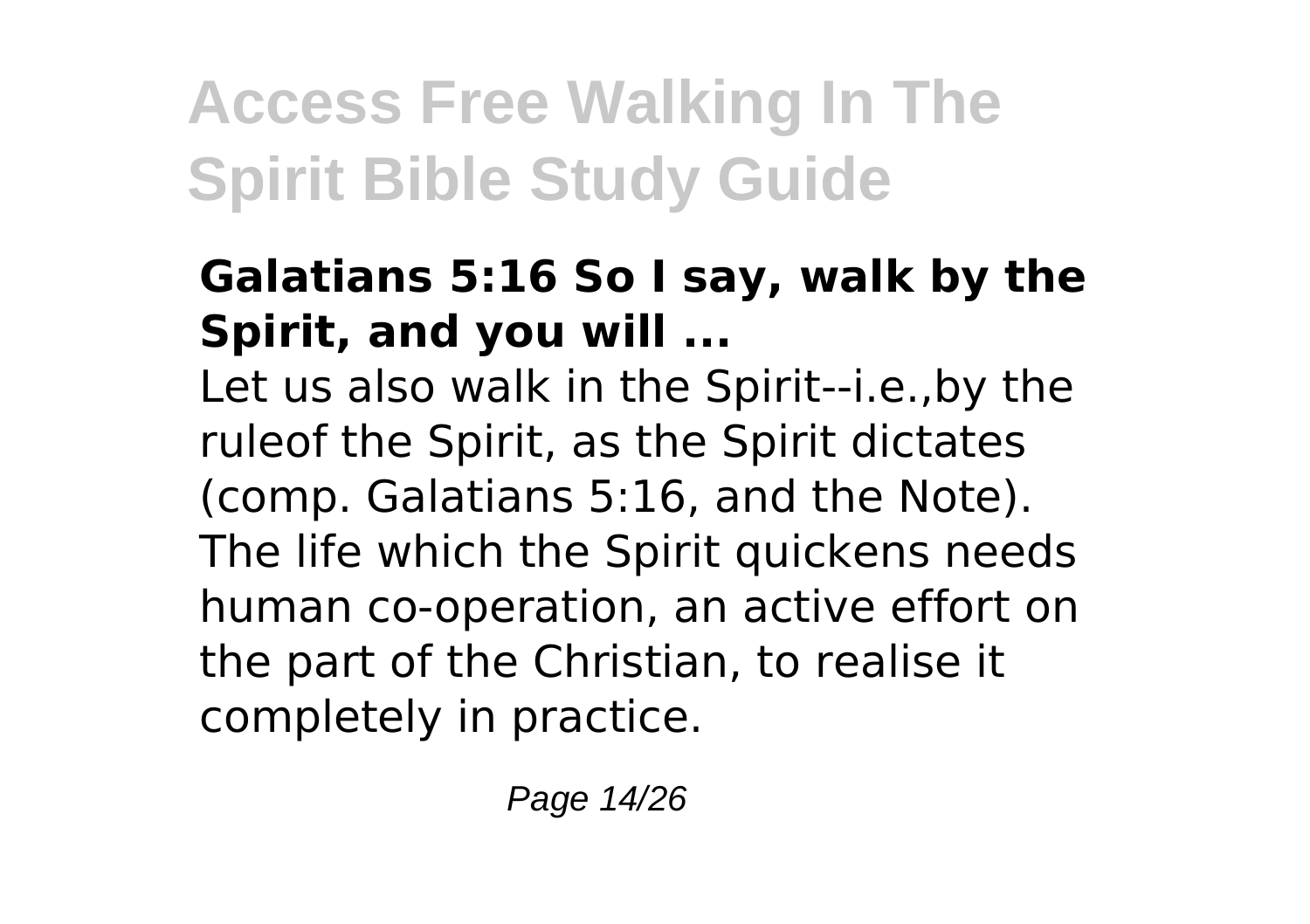**Galatians 5:16 So I say, walk by the Spirit, and you will ...**

Let us also walk in the Spirit--i.e.,by the ruleof the Spirit, as the Spirit dictates (comp. Galatians 5:16, and the Note). The life which the Spirit quickens needs human co-operation, an active effort on the part of the Christian, to realise it completely in practice.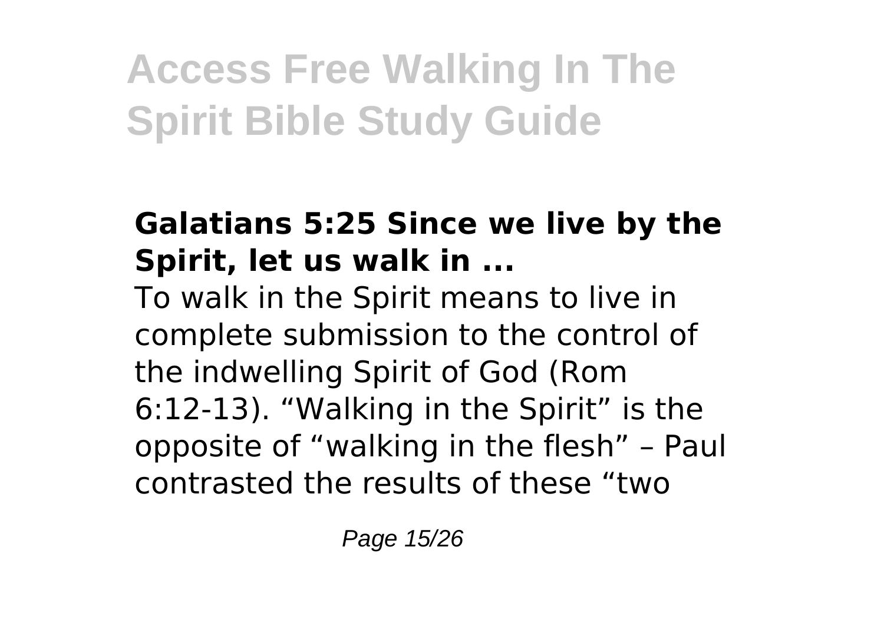### Galatians 5:25 Since we live by the Spirit, let us walk in ...

To walk in the Spirit means to live in complete submission to the control of the indwelling Spirit of God (Rom 6:12-13). "Walking in the Spirit" is the opposite of "walking in the flesh" – Paul contrasted the results of these "two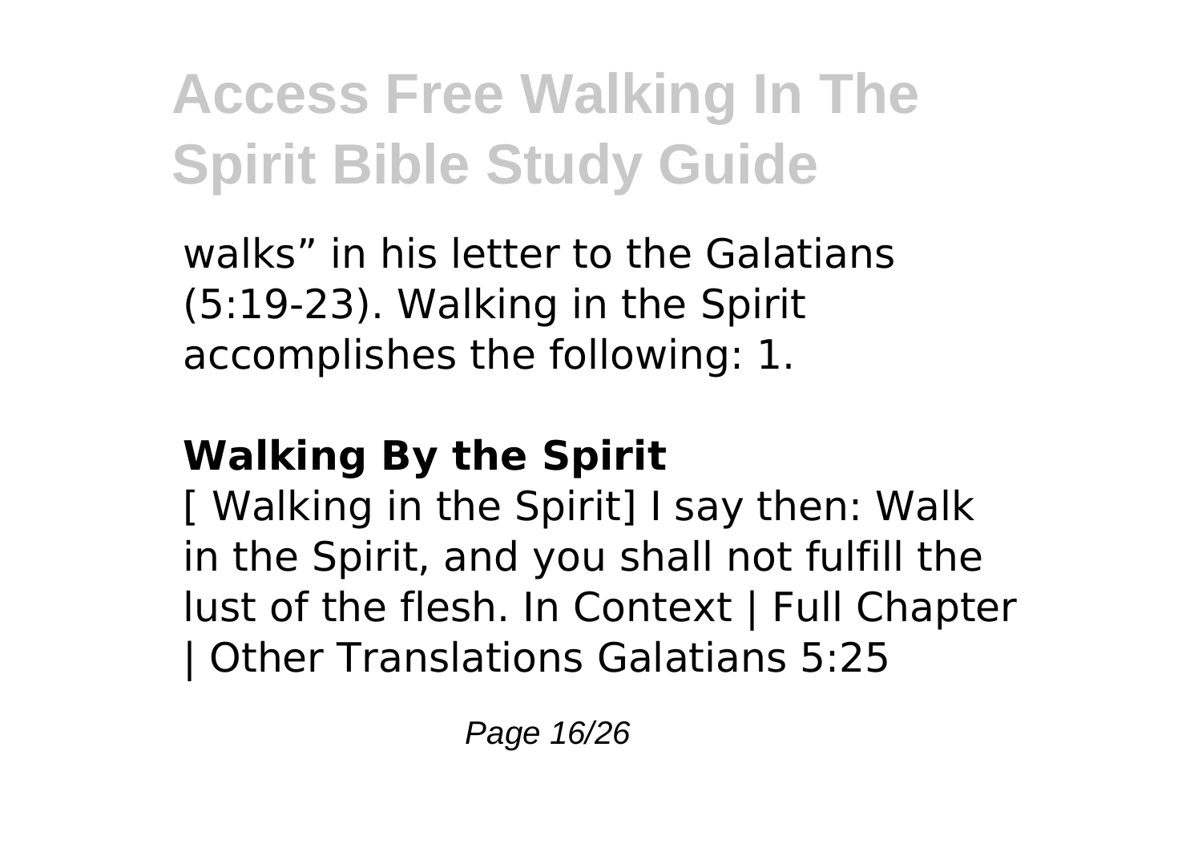walks” in his letter to the Galatians (5:19-23). Walking in the Spirit accomplishes the following: 1.

## Walking By the Spirit

[ Walking in the Spirit] I say then: Walk in the Spirit, and you shall not fulfill the lust of the flesh. In Context | Full Chapter | Other Translations Galatians 5:25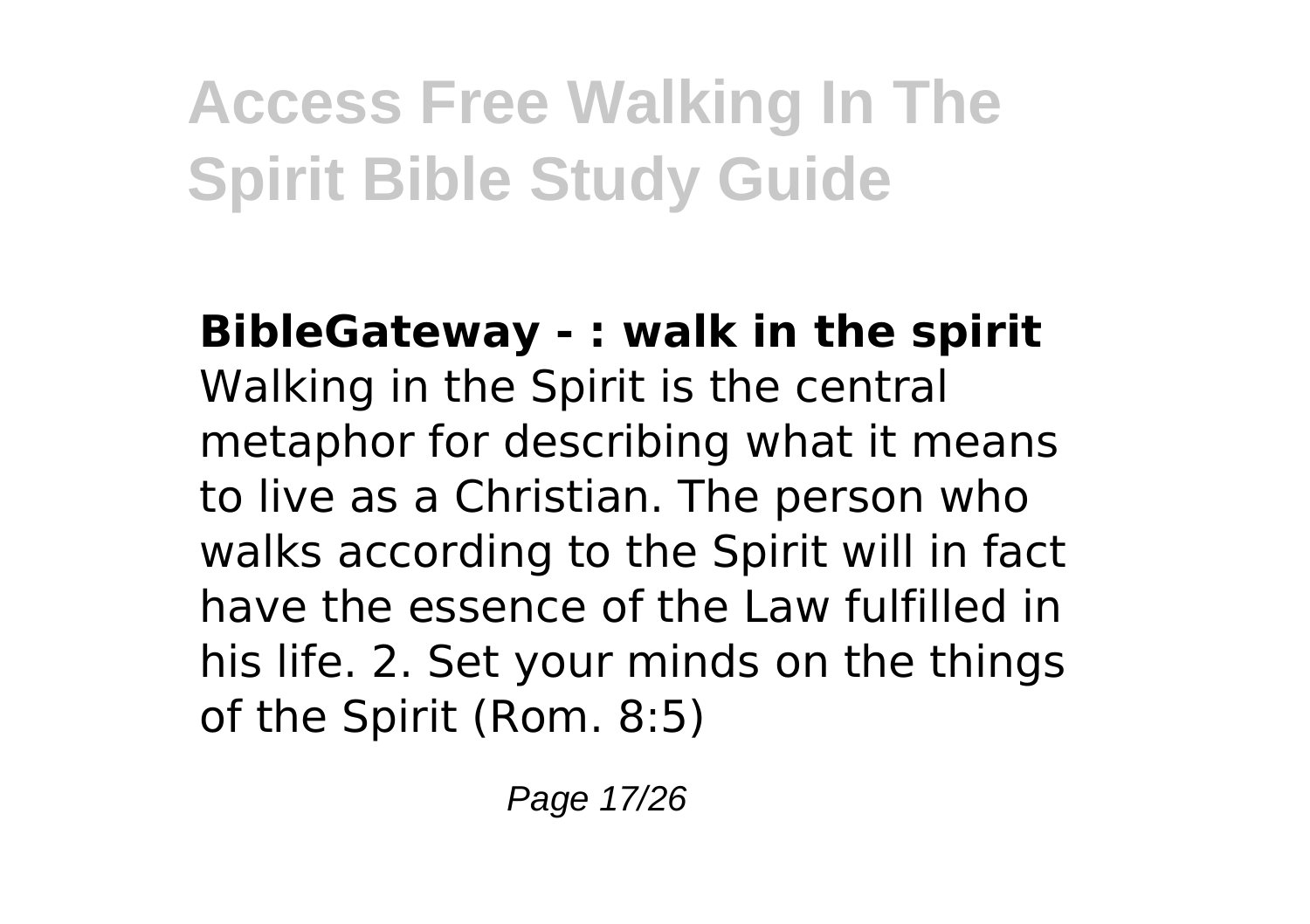**BibleGateway - : walk in the spirit**

Walking in the Spirit is the central metaphor for describing what it means to live as a Christian. The person who walks according to the Spirit will in fact have the essence of the Law fulfilled in his life. 2. Set your minds on the things of the Spirit (Rom. 8:5)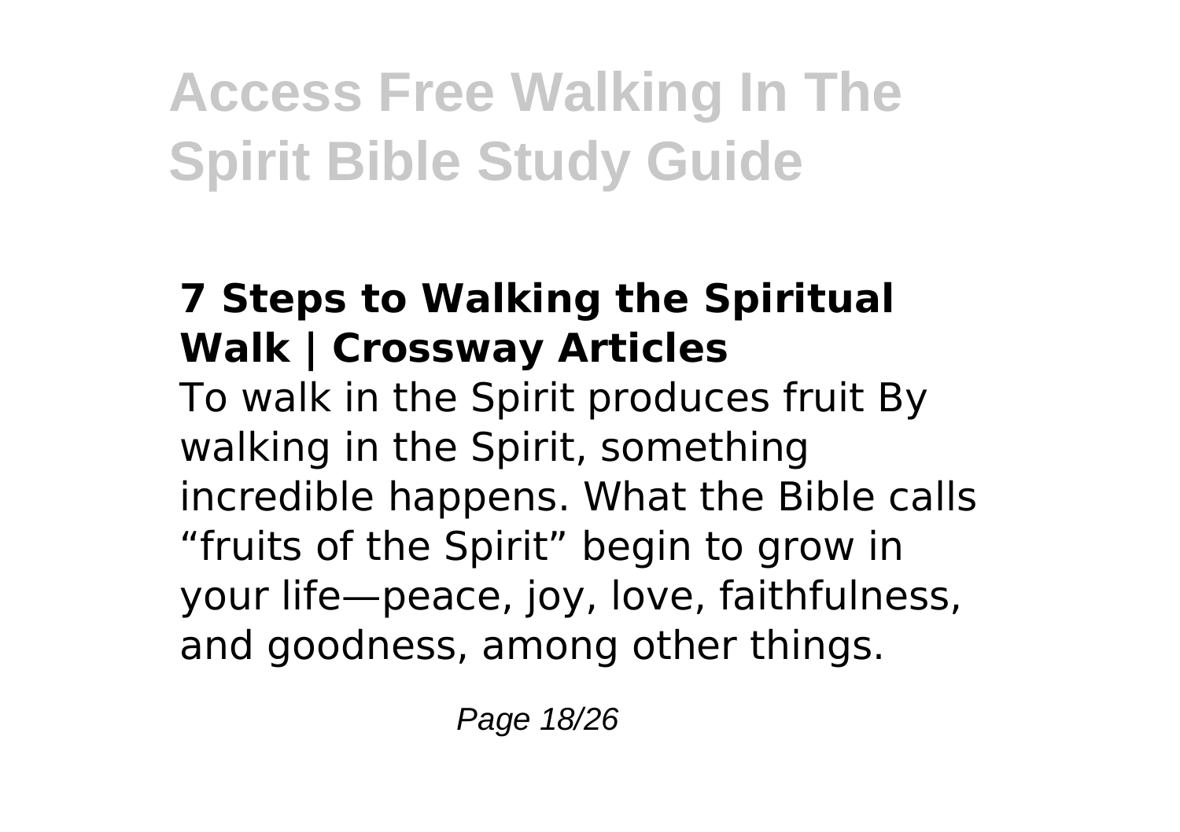### 7 Steps to Walking the Spiritual Walk | Crossway Articles

To walk in the Spirit produces fruit By walking in the Spirit, something incredible happens. What the Bible calls "fruits of the Spirit" begin to grow in your life—peace, joy, love, faithfulness, and goodness, among other things.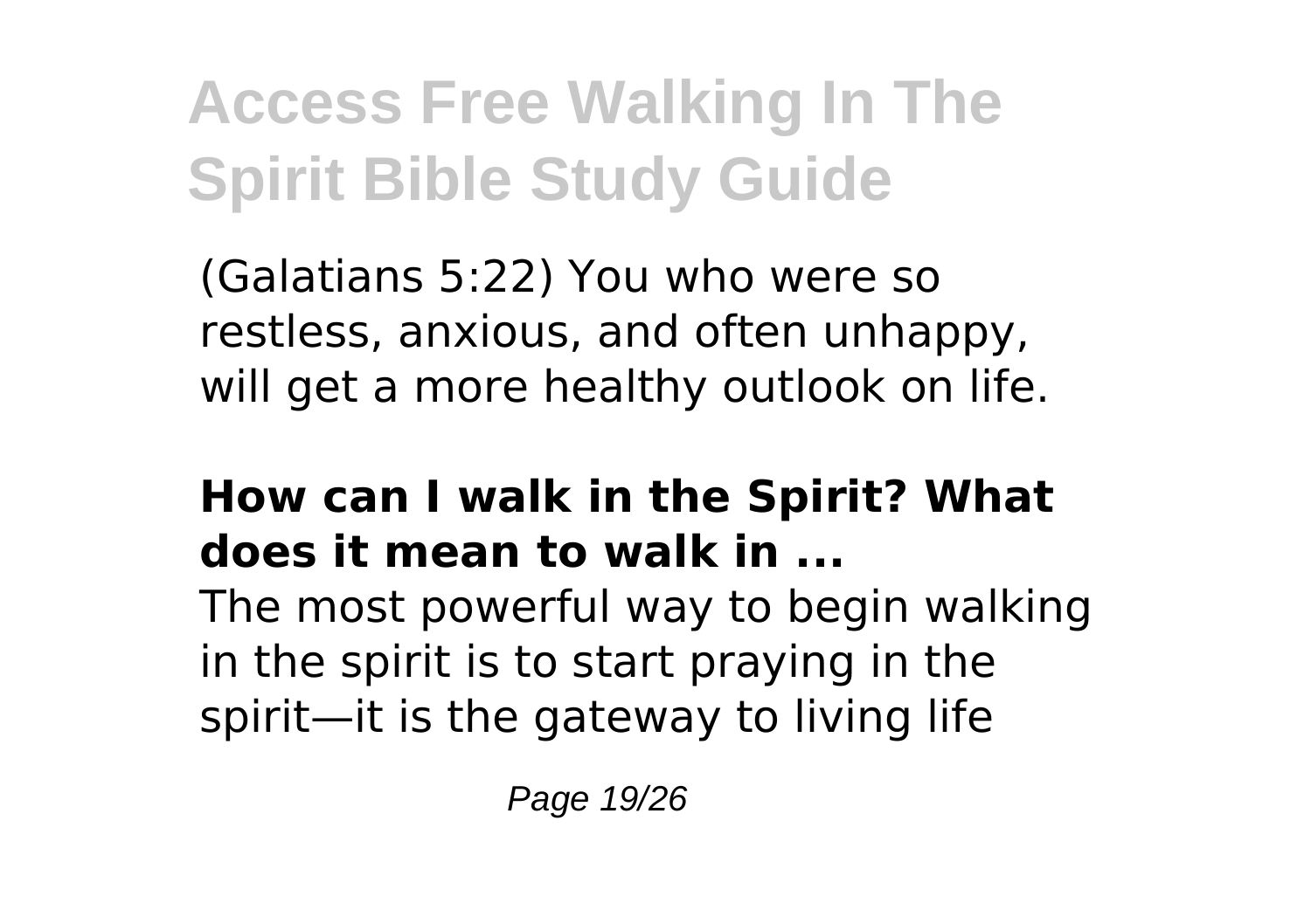(Galatians 5:22) You who were so restless, anxious, and often unhappy, will get a more healthy outlook on life.

### How can I walk in the Spirit? What does it mean to walk in ...

The most powerful way to begin walking in the spirit is to start praying in the spirit—it is the gateway to living life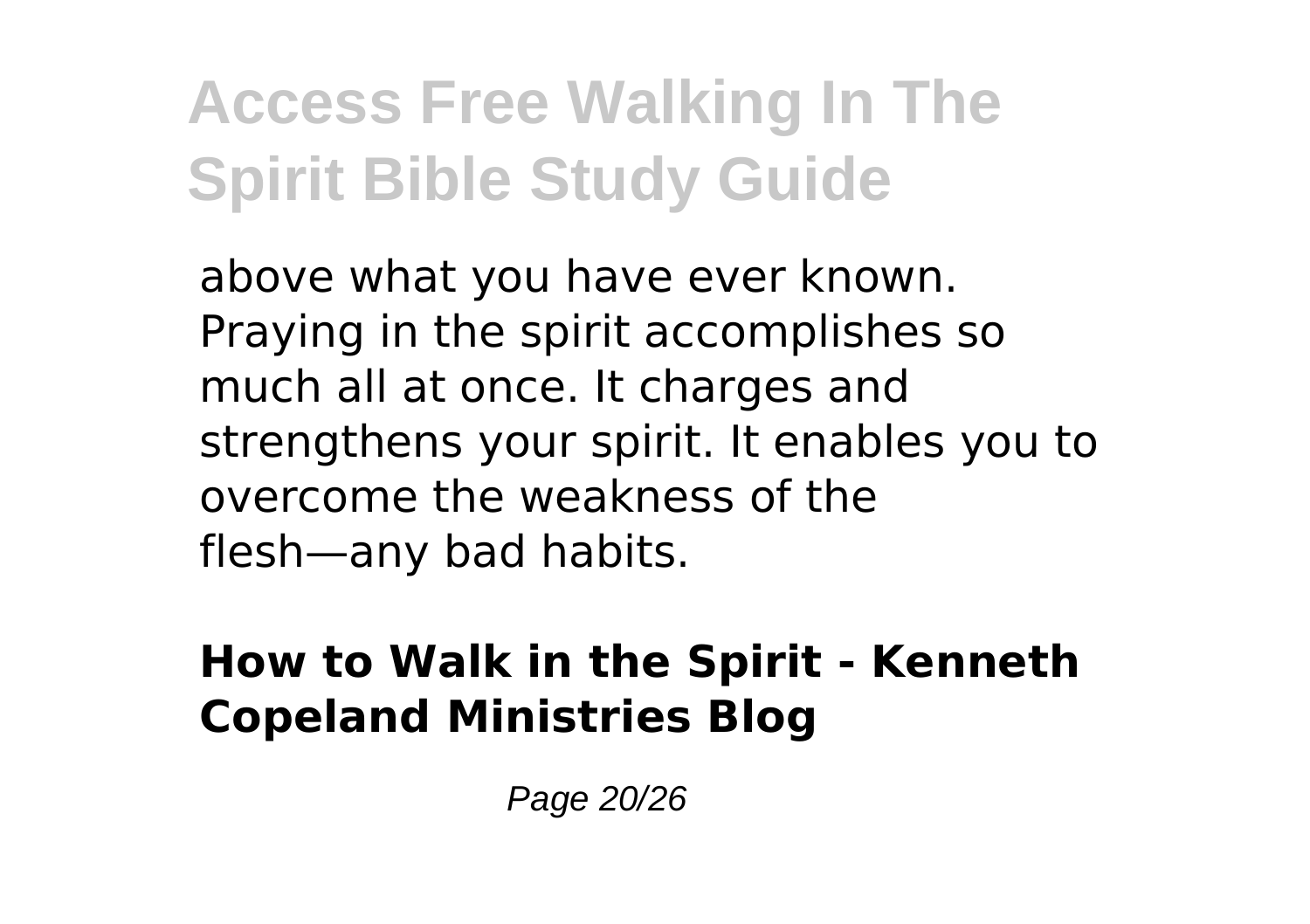above what you have ever known. Praying in the spirit accomplishes so much all at once. It charges and strengthens your spirit. It enables you to overcome the weakness of the flesh—any bad habits.

### How to Walk in the Spirit - Kenneth Copeland Ministries Blog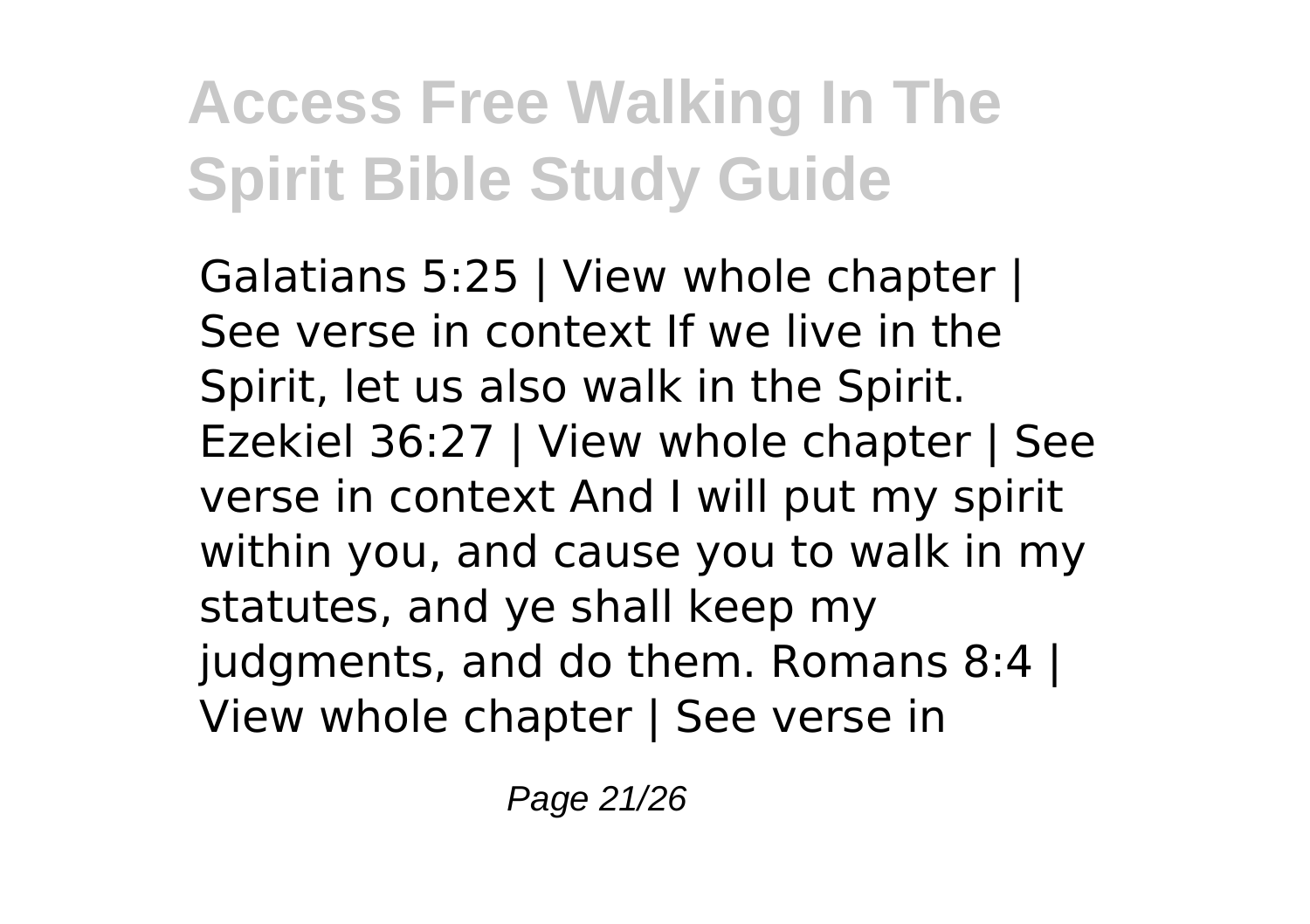Galatians 5:25 | View whole chapter | See verse in context If we live in the Spirit, let us also walk in the Spirit. Ezekiel 36:27 | View whole chapter | See verse in context And I will put my spirit within you, and cause you to walk in my statutes, and ye shall keep my judgments, and do them. Romans 8:4 | View whole chapter | See verse in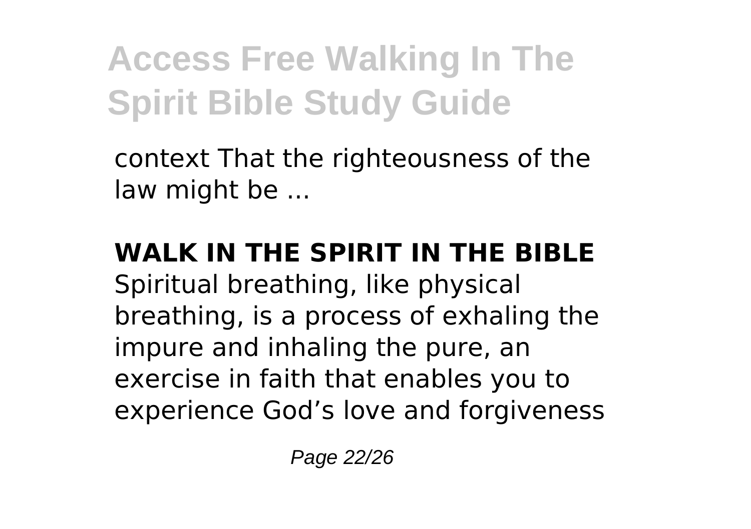context That the righteousness of the law might be ...

**WALK IN THE SPIRIT IN THE BIBLE**
Spiritual breathing, like physical breathing, is a process of exhaling the impure and inhaling the pure, an exercise in faith that enables you to experience God’s love and forgiveness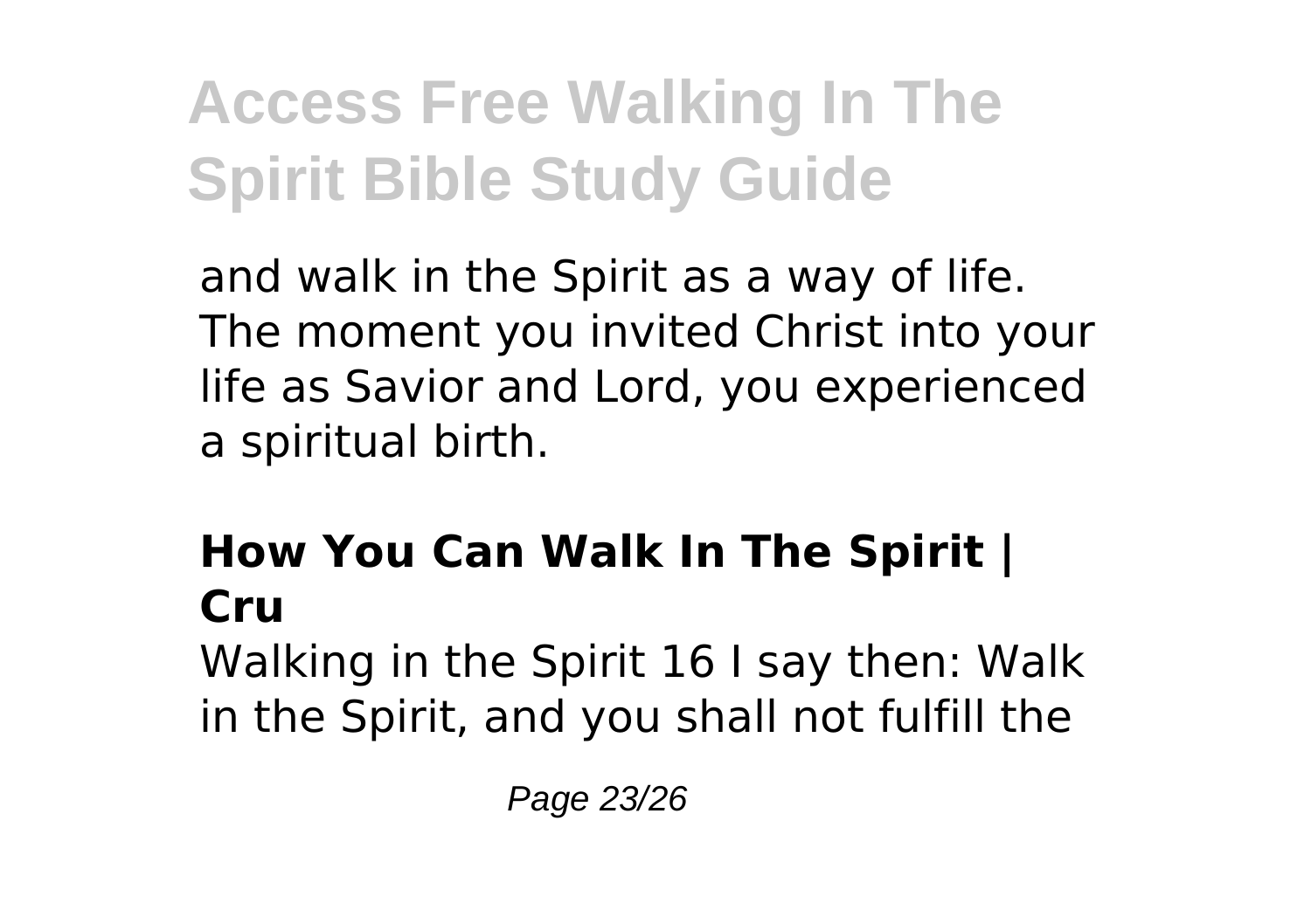and walk in the Spirit as a way of life. The moment you invited Christ into your life as Savior and Lord, you experienced a spiritual birth.

## How You Can Walk In The Spirit | Cru

Walking in the Spirit 16 I say then: Walk in the Spirit, and you shall not fulfill the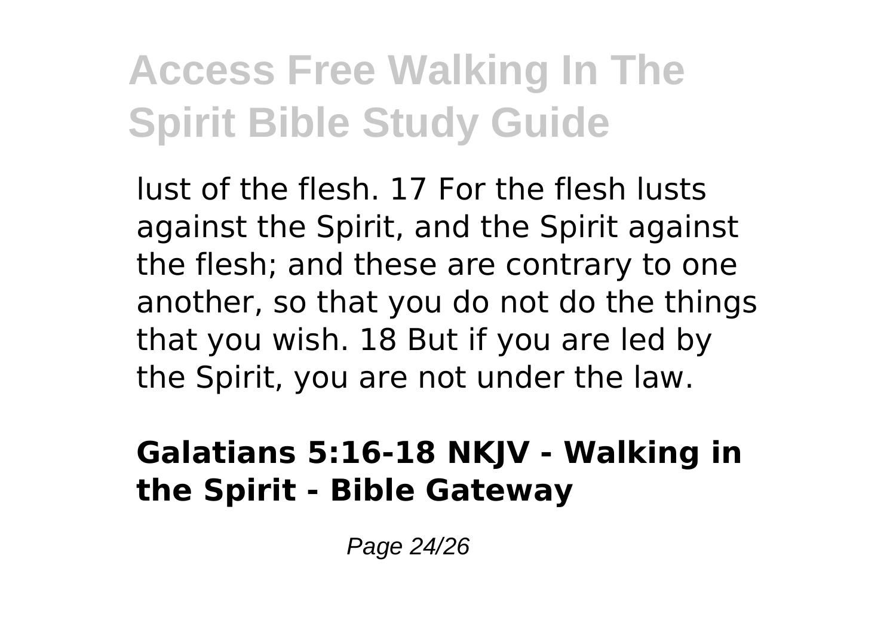lust of the flesh. 17 For the flesh lusts against the Spirit, and the Spirit against the flesh; and these are contrary to one another, so that you do not do the things that you wish. 18 But if you are led by the Spirit, you are not under the law.

**Galatians 5:16-18 NKJV - Walking in the Spirit - Bible Gateway**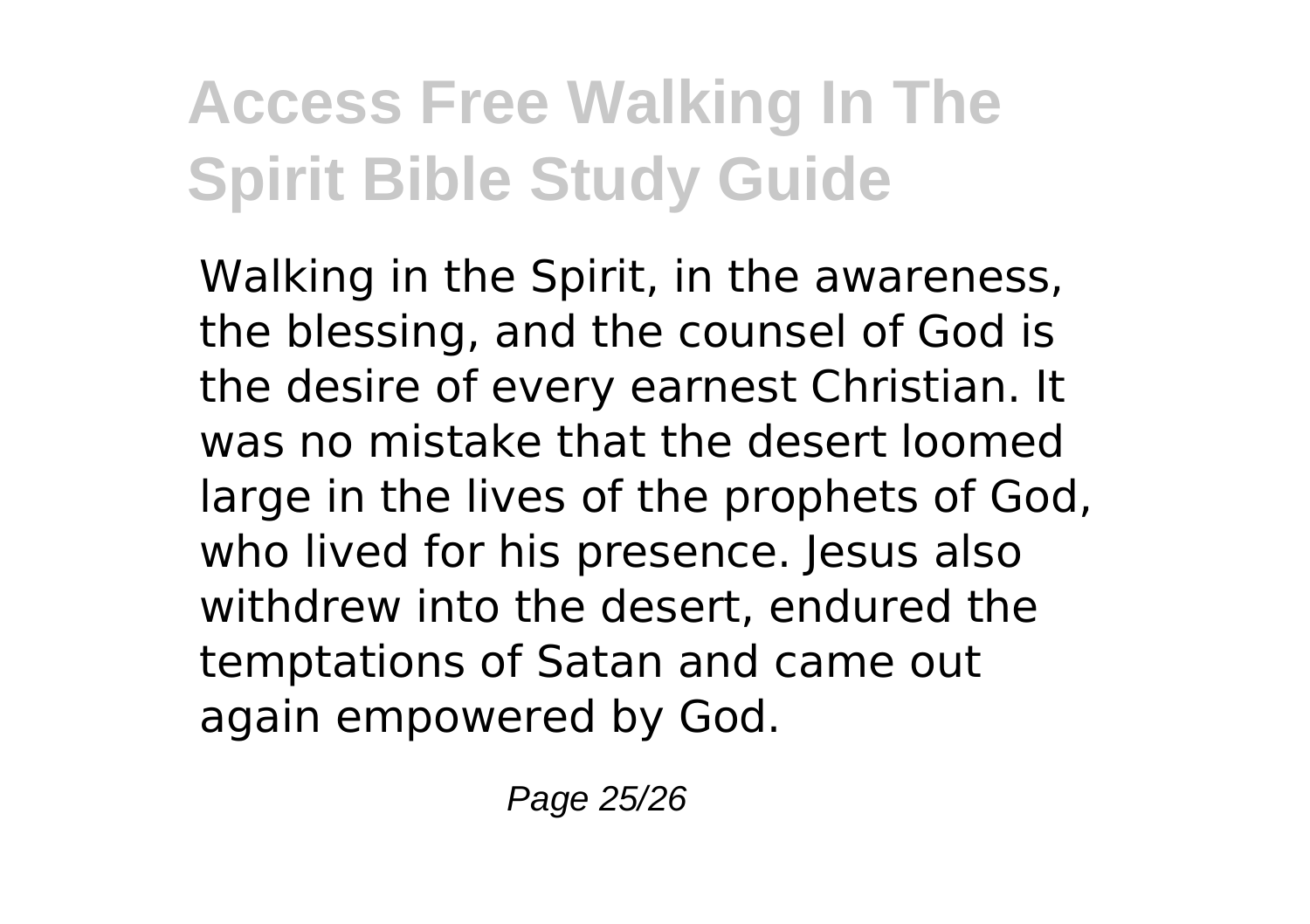Walking in the Spirit, in the awareness, the blessing, and the counsel of God is the desire of every earnest Christian. It was no mistake that the desert loomed large in the lives of the prophets of God, who lived for his presence. Jesus also withdrew into the desert, endured the temptations of Satan and came out again empowered by God.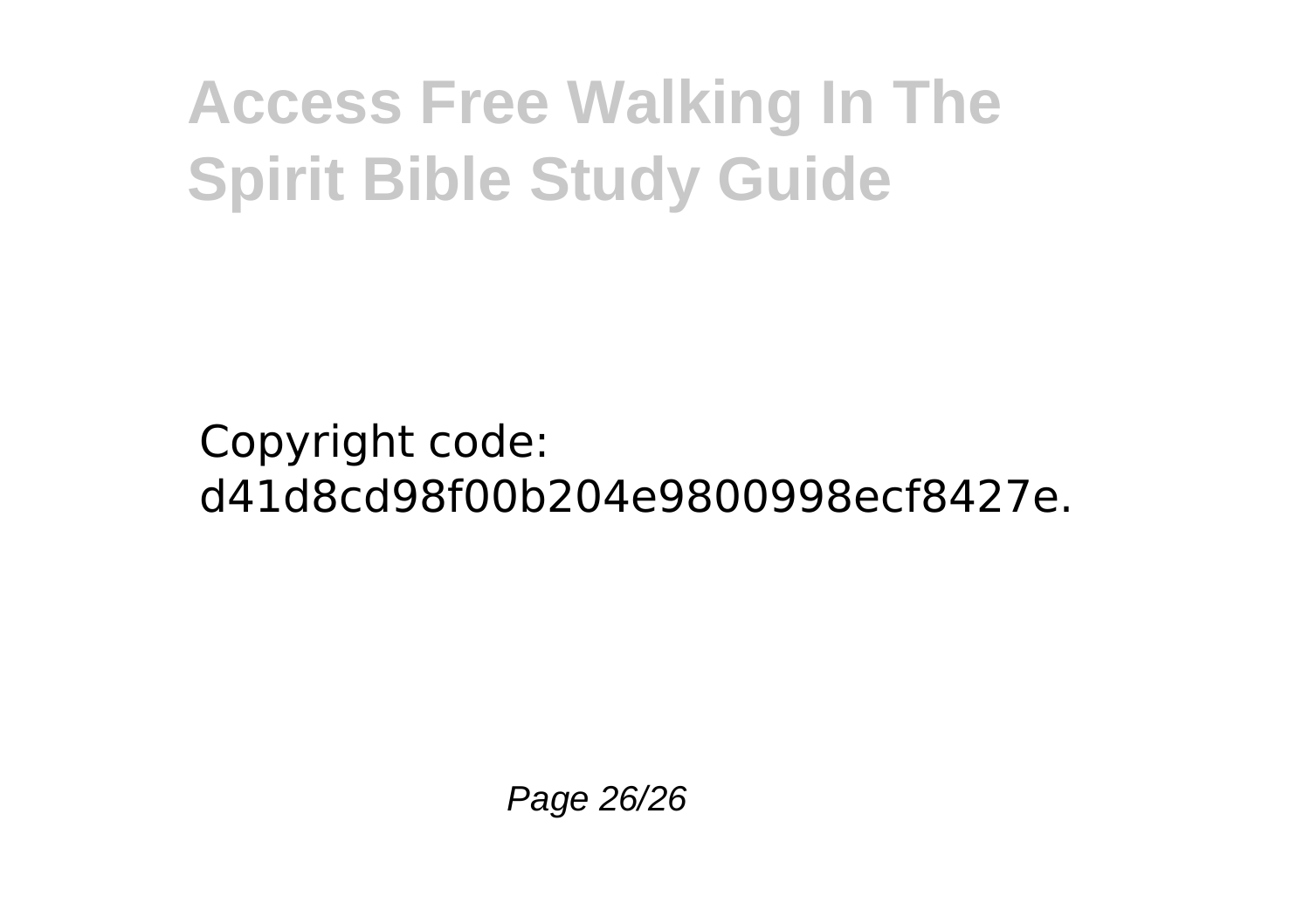Copyright code: d41d8cd98f00b204e9800998ecf8427e.